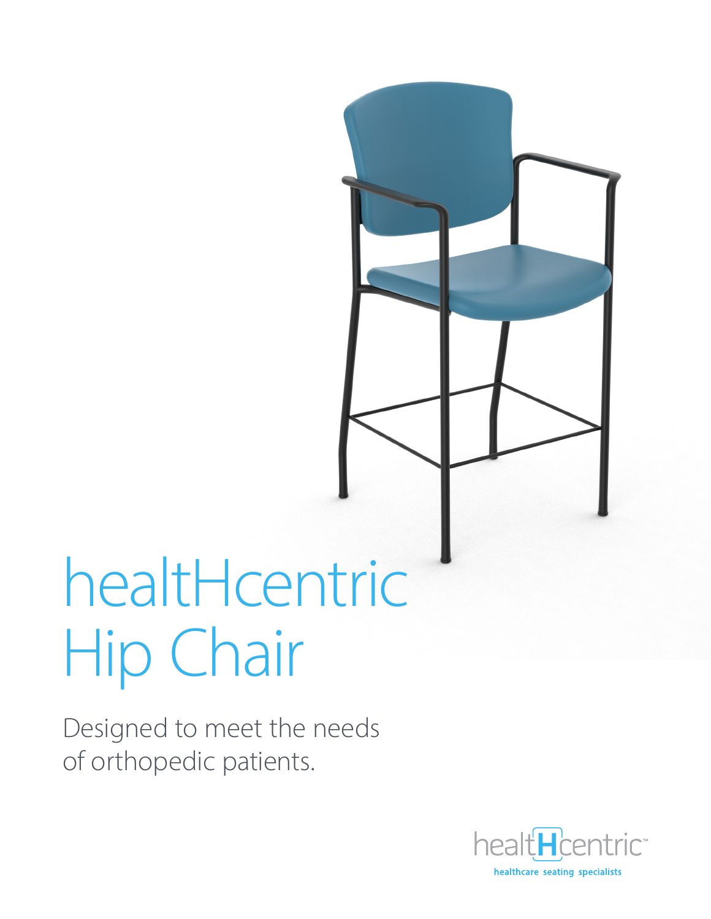# healtHcentric Hip Chair

Designed to meet the needs of orthopedic patients.

healtHcentric™

healthcare seating specialists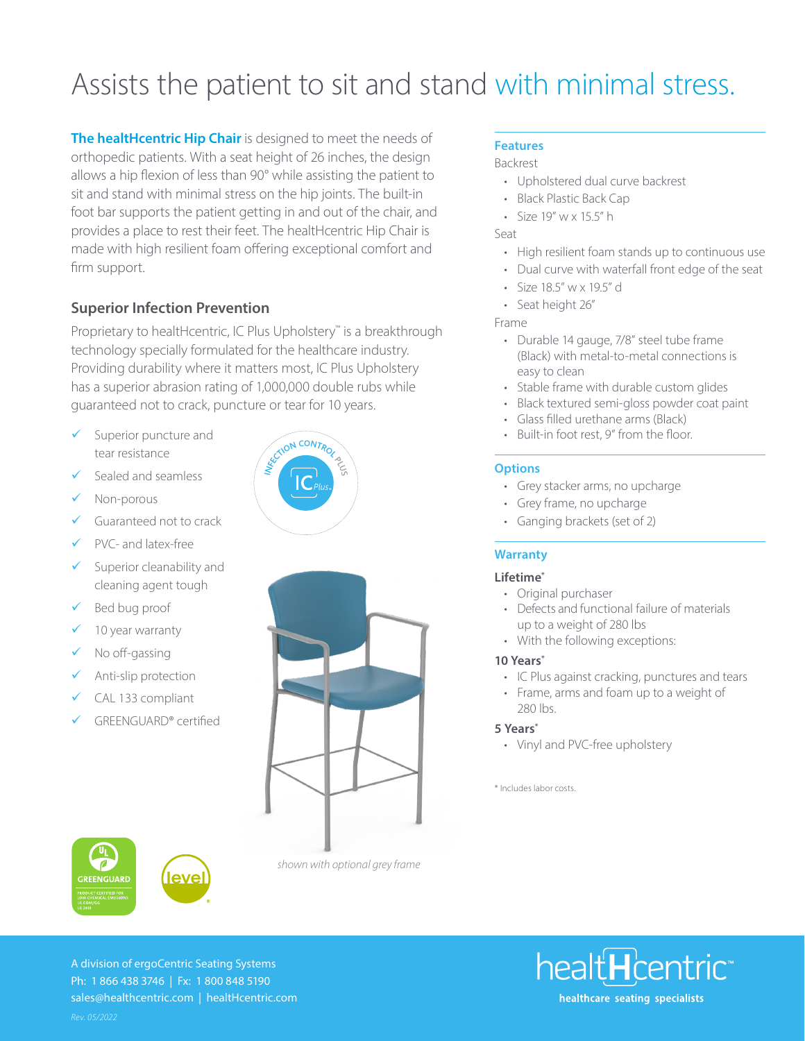# Assists the patient to sit and stand with minimal stress.

**The healtHcentric Hip Chair** is designed to meet the needs of orthopedic patients. With a seat height of 26 inches, the design allows a hip flexion of less than 90° while assisting the patient to sit and stand with minimal stress on the hip joints. The built-in foot bar supports the patient getting in and out of the chair, and provides a place to rest their feet. The healtHcentric Hip Chair is made with high resilient foam offering exceptional comfort and firm support.

## Superior Infection Prevention

Proprietary to healtHcentric, IC Plus Upholstery™ is a breakthrough technology specially formulated for the healthcare industry. Providing durability where it matters most, IC Plus Upholstery has a superior abrasion rating of 1,000,000 double rubs while guaranteed not to crack, puncture or tear for 10 years.

- ✓ Superior puncture and tear resistance
- ✓ Sealed and seamless
- ✓ Non-porous
- ✓ Guaranteed not to crack
- ✓ PVC- and latex-free
- ✓ Superior cleanability and cleaning agent tough
- ✓ Bed bug proof
- ✓ 10 year warranty
- ✓ No off-gassing
- ✓ Anti-slip protection
- ✓ CAL 133 compliant
- ✓ GREENGUARD® certified

INFECTION CONTROL PLUS

IC Plus

*shown with optional grey frame*

GREENGUARD

PRODUCT CERTIFIED FOR LOW CHEMICAL EMISSIONS UL.COM/GG UL 2818

level

## Features

Backrest

- Upholstered dual curve backrest
- Black Plastic Back Cap
- Size 19" w x 15.5" h

Seat

- High resilient foam stands up to continuous use
- Dual curve with waterfall front edge of the seat
- Size 18.5" w x 19.5" d
- Seat height 26"

Frame

- Durable 14 gauge, 7/8" steel tube frame (Black) with metal-to-metal connections is easy to clean
- Stable frame with durable custom glides
- Black textured semi-gloss powder coat paint
- Glass filled urethane arms (Black)
- Built-in foot rest, 9" from the floor.

## Options

- Grey stacker arms, no upcharge
- Grey frame, no upcharge
- Ganging brackets (set of 2)

## Warranty

**Lifetime***

- Original purchaser
- Defects and functional failure of materials up to a weight of 280 lbs
- With the following exceptions:

**10 Years***

- IC Plus against cracking, punctures and tears
- Frame, arms and foam up to a weight of 280 lbs.

**5 Years***

- Vinyl and PVC-free upholstery

* Includes labor costs.

A division of ergoCentric Seating Systems
Ph: 1 866 438 3746 | Fx: 1 800 848 5190
sales@healthcentric.com | healtHcentric.com

*Rev. 05/2022*

healtHcentric™
healthcare seating specialists